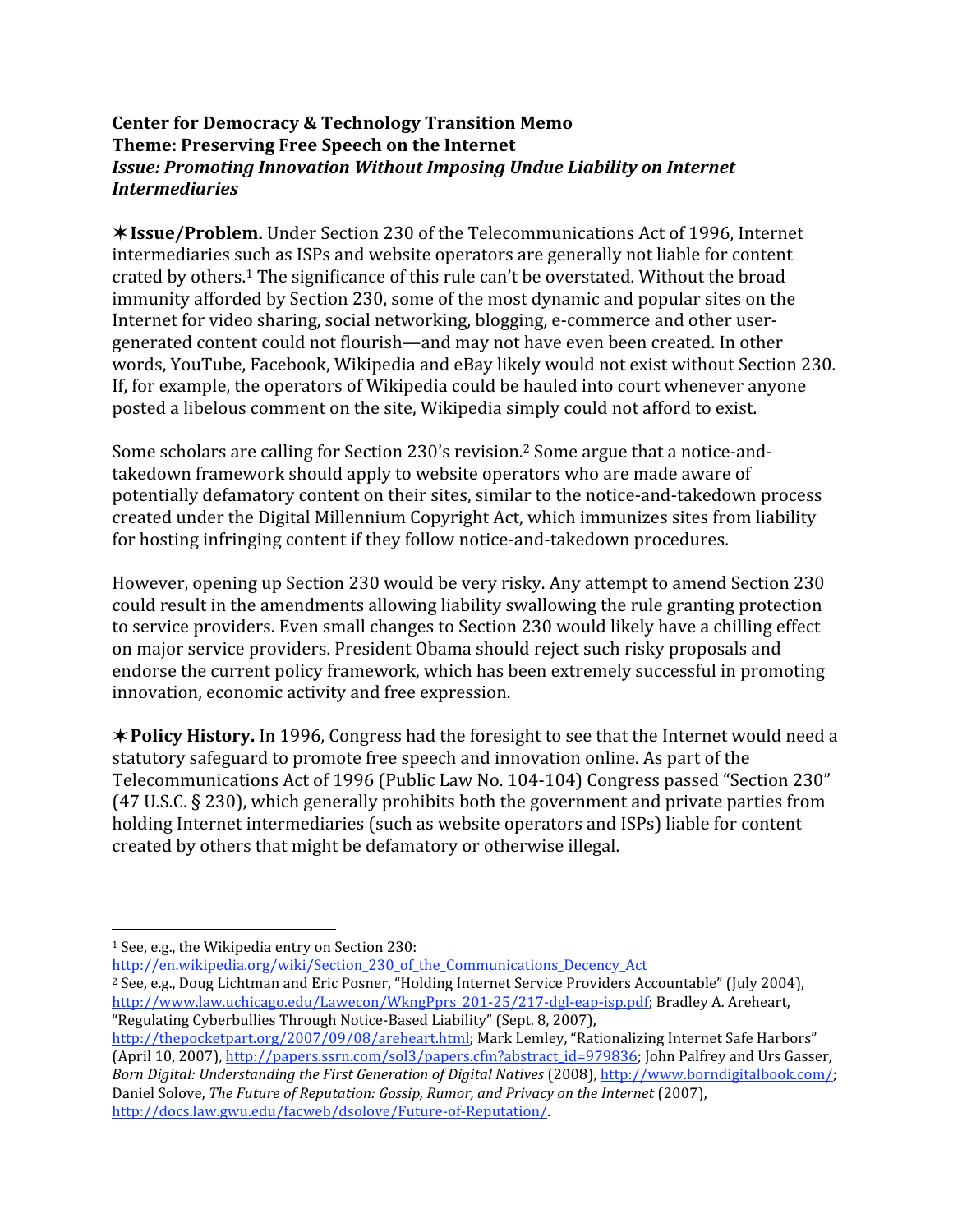**Center for Democracy & Technology Transition Memo**
**Theme: Preserving Free Speech on the Internet**
***Issue: Promoting Innovation Without Imposing Undue Liability on Internet Intermediaries***

✶**Issue/Problem.** Under Section 230 of the Telecommunications Act of 1996, Internet intermediaries such as ISPs and website operators are generally not liable for content crated by others.[1] The significance of this rule can't be overstated. Without the broad immunity afforded by Section 230, some of the most dynamic and popular sites on the Internet for video sharing, social networking, blogging, e-commerce and other user-generated content could not flourish—and may not have even been created. In other words, YouTube, Facebook, Wikipedia and eBay likely would not exist without Section 230. If, for example, the operators of Wikipedia could be hauled into court whenever anyone posted a libelous comment on the site, Wikipedia simply could not afford to exist.

Some scholars are calling for Section 230's revision.[2] Some argue that a notice-and-takedown framework should apply to website operators who are made aware of potentially defamatory content on their sites, similar to the notice-and-takedown process created under the Digital Millennium Copyright Act, which immunizes sites from liability for hosting infringing content if they follow notice-and-takedown procedures.

However, opening up Section 230 would be very risky. Any attempt to amend Section 230 could result in the amendments allowing liability swallowing the rule granting protection to service providers. Even small changes to Section 230 would likely have a chilling effect on major service providers. President Obama should reject such risky proposals and endorse the current policy framework, which has been extremely successful in promoting innovation, economic activity and free expression.

✶**Policy History.** In 1996, Congress had the foresight to see that the Internet would need a statutory safeguard to promote free speech and innovation online. As part of the Telecommunications Act of 1996 (Public Law No. 104-104) Congress passed "Section 230" (47 U.S.C. § 230), which generally prohibits both the government and private parties from holding Internet intermediaries (such as website operators and ISPs) liable for content created by others that might be defamatory or otherwise illegal.

---

[1] See, e.g., the Wikipedia entry on Section 230: http://en.wikipedia.org/wiki/Section_230_of_the_Communications_Decency_Act

[2] See, e.g., Doug Lichtman and Eric Posner, "Holding Internet Service Providers Accountable" (July 2004), http://www.law.uchicago.edu/Lawecon/WkngPprs_201-25/217-dgl-eap-isp.pdf; Bradley A. Areheart, "Regulating Cyberbullies Through Notice-Based Liability" (Sept. 8, 2007), http://thepocketpart.org/2007/09/08/areheart.html; Mark Lemley, "Rationalizing Internet Safe Harbors" (April 10, 2007), http://papers.ssrn.com/sol3/papers.cfm?abstract_id=979836; John Palfrey and Urs Gasser, *Born Digital: Understanding the First Generation of Digital Natives* (2008), http://www.borndigitalbook.com/; Daniel Solove, *The Future of Reputation: Gossip, Rumor, and Privacy on the Internet* (2007), http://docs.law.gwu.edu/facweb/dsolove/Future-of-Reputation/.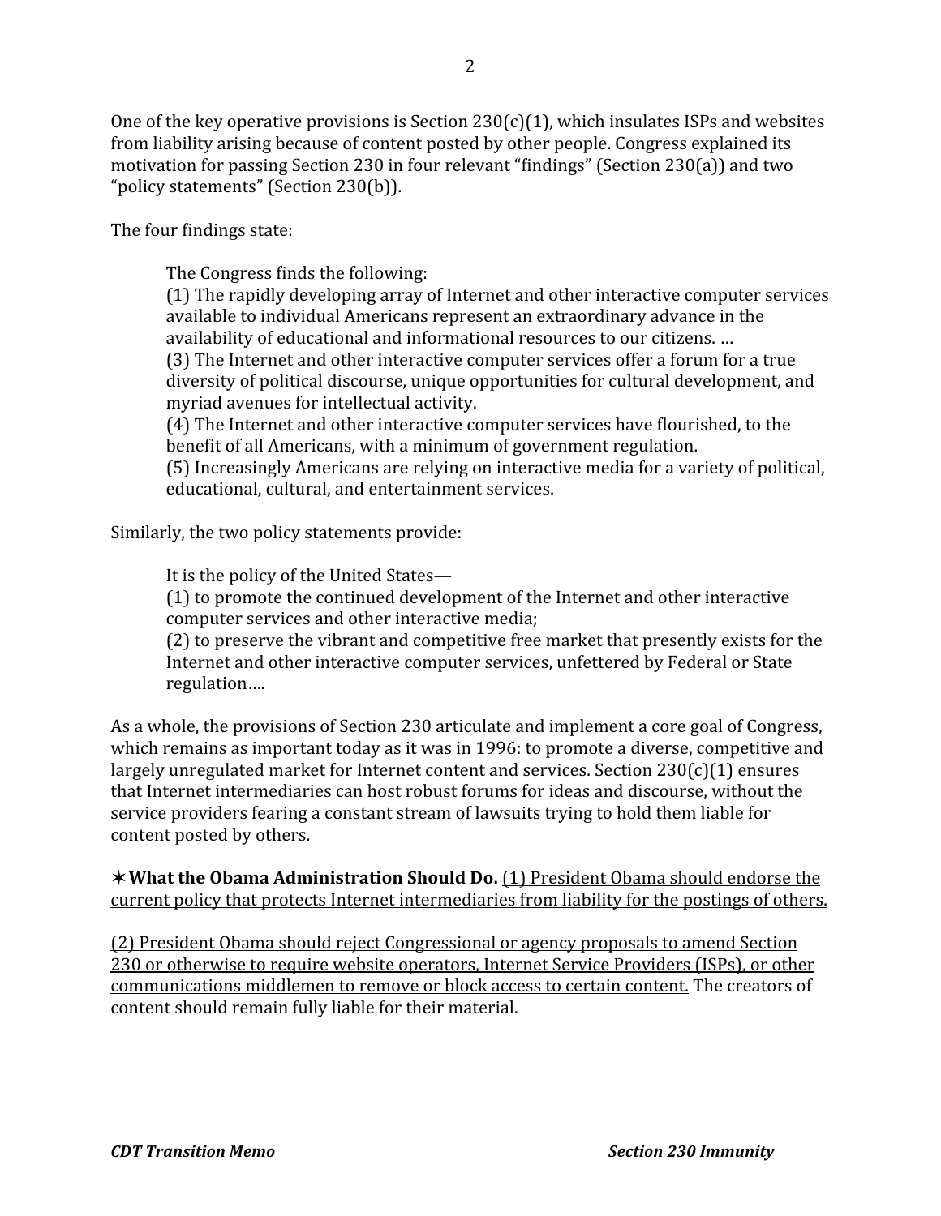One of the key operative provisions is Section 230(c)(1), which insulates ISPs and websites from liability arising because of content posted by other people. Congress explained its motivation for passing Section 230 in four relevant "findings" (Section 230(a)) and two "policy statements" (Section 230(b)).

The four findings state:

> The Congress finds the following:
> (1) The rapidly developing array of Internet and other interactive computer services available to individual Americans represent an extraordinary advance in the availability of educational and informational resources to our citizens. …
> (3) The Internet and other interactive computer services offer a forum for a true diversity of political discourse, unique opportunities for cultural development, and myriad avenues for intellectual activity.
> (4) The Internet and other interactive computer services have flourished, to the benefit of all Americans, with a minimum of government regulation.
> (5) Increasingly Americans are relying on interactive media for a variety of political, educational, cultural, and entertainment services.

Similarly, the two policy statements provide:

> It is the policy of the United States—
> (1) to promote the continued development of the Internet and other interactive computer services and other interactive media;
> (2) to preserve the vibrant and competitive free market that presently exists for the Internet and other interactive computer services, unfettered by Federal or State regulation….

As a whole, the provisions of Section 230 articulate and implement a core goal of Congress, which remains as important today as it was in 1996: to promote a diverse, competitive and largely unregulated market for Internet content and services. Section 230(c)(1) ensures that Internet intermediaries can host robust forums for ideas and discourse, without the service providers fearing a constant stream of lawsuits trying to hold them liable for content posted by others.

✶**What the Obama Administration Should Do.** <u>(1) President Obama should endorse the current policy that protects Internet intermediaries from liability for the postings of others.</u>

<u>(2) President Obama should reject Congressional or agency proposals to amend Section 230 or otherwise to require website operators, Internet Service Providers (ISPs), or other communications middlemen to remove or block access to certain content.</u> The creators of content should remain fully liable for their material.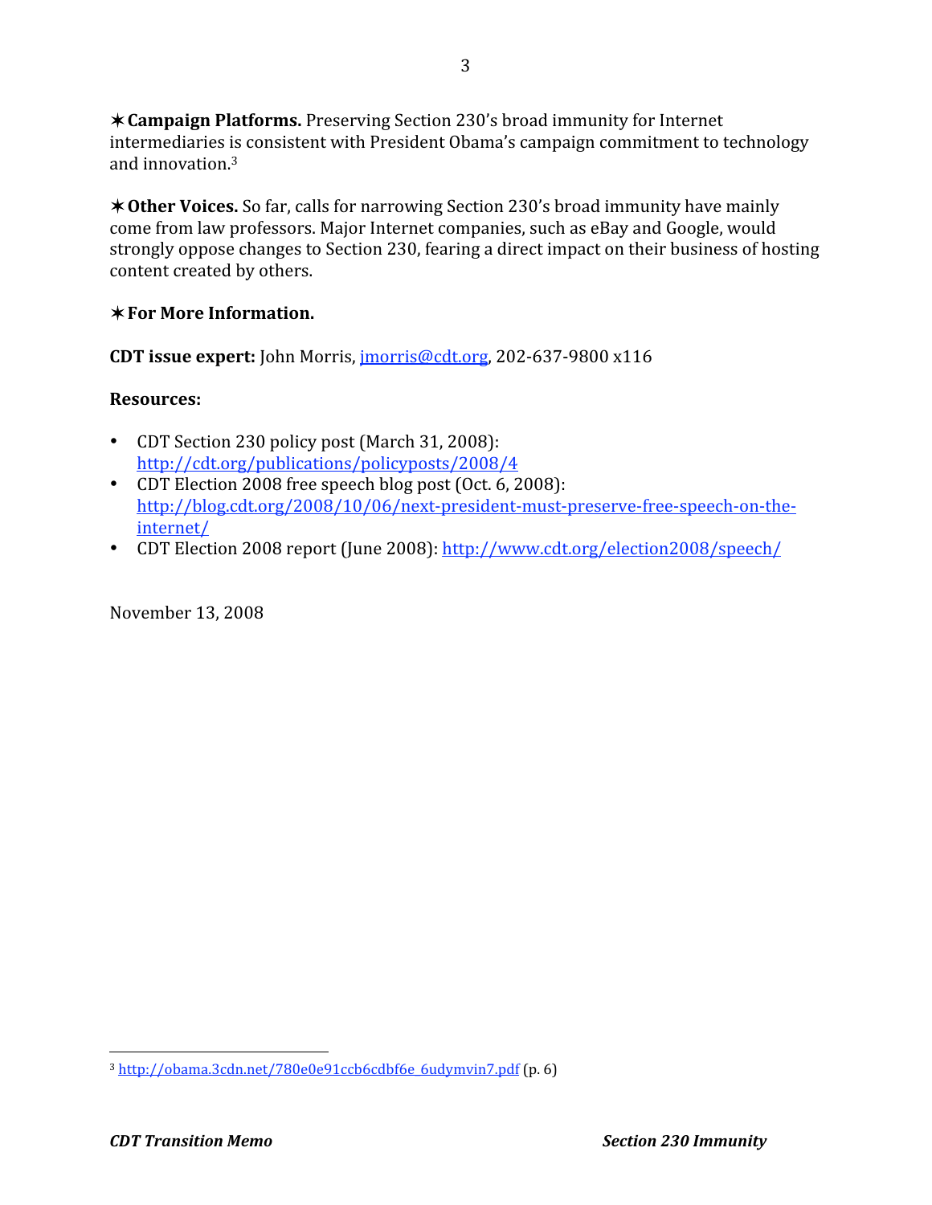✶ **Campaign Platforms.** Preserving Section 230's broad immunity for Internet intermediaries is consistent with President Obama's campaign commitment to technology and innovation.[3]

✶ **Other Voices.** So far, calls for narrowing Section 230's broad immunity have mainly come from law professors. Major Internet companies, such as eBay and Google, would strongly oppose changes to Section 230, fearing a direct impact on their business of hosting content created by others.

✶ **For More Information.**

**CDT issue expert:** John Morris, jmorris@cdt.org, 202-637-9800 x116

**Resources:**

- CDT Section 230 policy post (March 31, 2008): http://cdt.org/publications/policyposts/2008/4
- CDT Election 2008 free speech blog post (Oct. 6, 2008): http://blog.cdt.org/2008/10/06/next-president-must-preserve-free-speech-on-the-internet/
- CDT Election 2008 report (June 2008): http://www.cdt.org/election2008/speech/

November 13, 2008

[3] http://obama.3cdn.net/780e0e91ccb6cdbf6e_6udymvin7.pdf (p. 6)